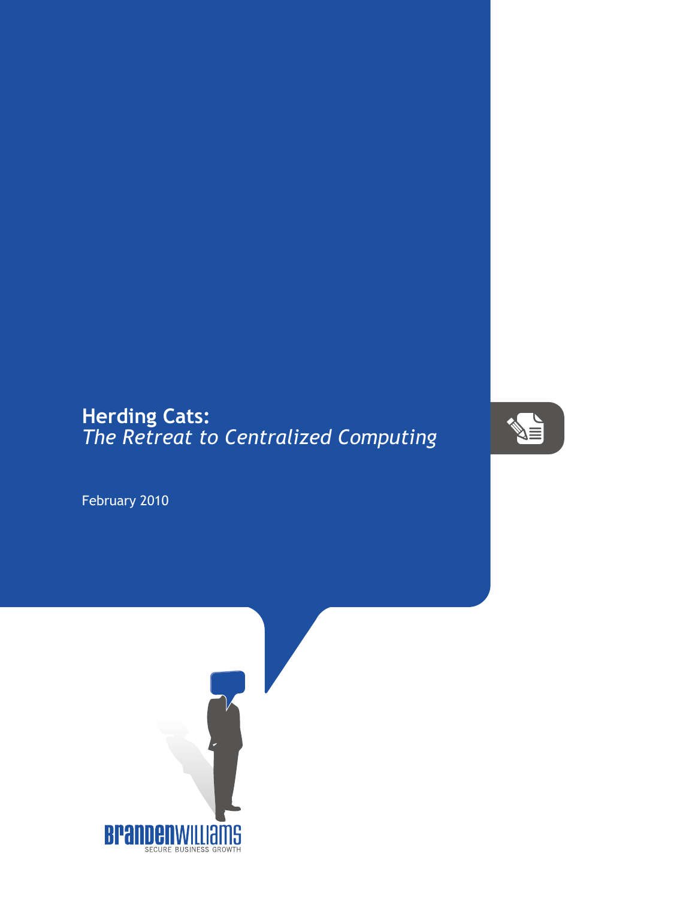# Herding Cats:
## *The Retreat to Centralized Computing*

February 2010

BrandenWilliams
SECURE BUSINESS GROWTH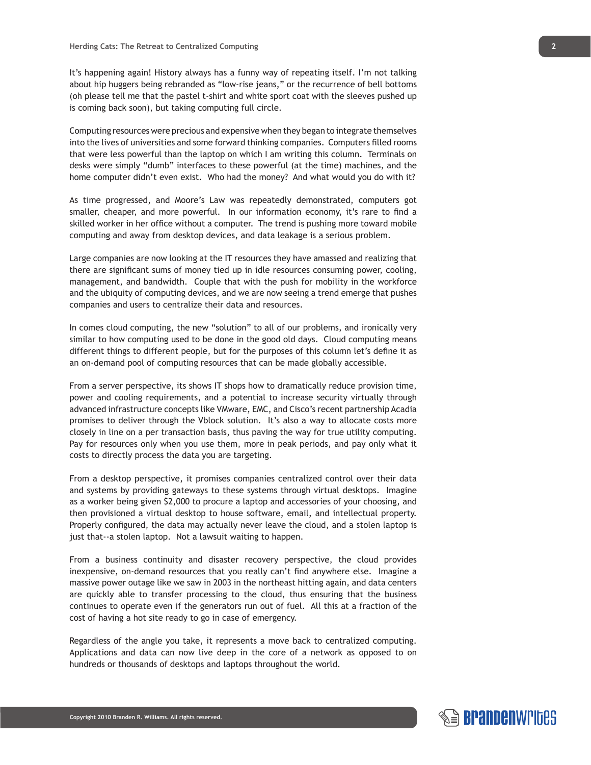It's happening again! History always has a funny way of repeating itself. I'm not talking about hip huggers being rebranded as "low-rise jeans," or the recurrence of bell bottoms (oh please tell me that the pastel t-shirt and white sport coat with the sleeves pushed up is coming back soon), but taking computing full circle.

Computing resources were precious and expensive when they began to integrate themselves into the lives of universities and some forward thinking companies. Computers filled rooms that were less powerful than the laptop on which I am writing this column. Terminals on desks were simply "dumb" interfaces to these powerful (at the time) machines, and the home computer didn't even exist. Who had the money? And what would you do with it?

As time progressed, and Moore's Law was repeatedly demonstrated, computers got smaller, cheaper, and more powerful. In our information economy, it's rare to find a skilled worker in her office without a computer. The trend is pushing more toward mobile computing and away from desktop devices, and data leakage is a serious problem.

Large companies are now looking at the IT resources they have amassed and realizing that there are significant sums of money tied up in idle resources consuming power, cooling, management, and bandwidth. Couple that with the push for mobility in the workforce and the ubiquity of computing devices, and we are now seeing a trend emerge that pushes companies and users to centralize their data and resources.

In comes cloud computing, the new "solution" to all of our problems, and ironically very similar to how computing used to be done in the good old days. Cloud computing means different things to different people, but for the purposes of this column let's define it as an on-demand pool of computing resources that can be made globally accessible.

From a server perspective, its shows IT shops how to dramatically reduce provision time, power and cooling requirements, and a potential to increase security virtually through advanced infrastructure concepts like VMware, EMC, and Cisco's recent partnership Acadia promises to deliver through the Vblock solution. It's also a way to allocate costs more closely in line on a per transaction basis, thus paving the way for true utility computing. Pay for resources only when you use them, more in peak periods, and pay only what it costs to directly process the data you are targeting.

From a desktop perspective, it promises companies centralized control over their data and systems by providing gateways to these systems through virtual desktops. Imagine as a worker being given $2,000 to procure a laptop and accessories of your choosing, and then provisioned a virtual desktop to house software, email, and intellectual property. Properly configured, the data may actually never leave the cloud, and a stolen laptop is just that--a stolen laptop. Not a lawsuit waiting to happen.

From a business continuity and disaster recovery perspective, the cloud provides inexpensive, on-demand resources that you really can't find anywhere else. Imagine a massive power outage like we saw in 2003 in the northeast hitting again, and data centers are quickly able to transfer processing to the cloud, thus ensuring that the business continues to operate even if the generators run out of fuel. All this at a fraction of the cost of having a hot site ready to go in case of emergency.

Regardless of the angle you take, it represents a move back to centralized computing. Applications and data can now live deep in the core of a network as opposed to on hundreds or thousands of desktops and laptops throughout the world.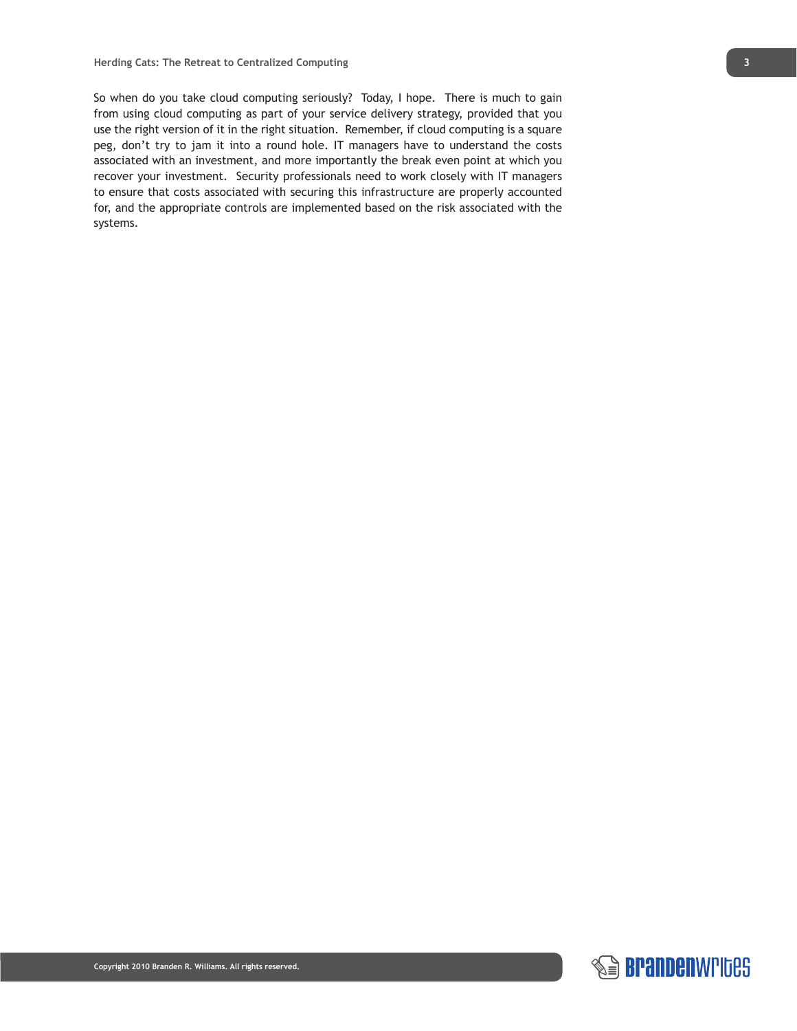So when do you take cloud computing seriously? Today, I hope. There is much to gain from using cloud computing as part of your service delivery strategy, provided that you use the right version of it in the right situation. Remember, if cloud computing is a square peg, don't try to jam it into a round hole. IT managers have to understand the costs associated with an investment, and more importantly the break even point at which you recover your investment. Security professionals need to work closely with IT managers to ensure that costs associated with securing this infrastructure are properly accounted for, and the appropriate controls are implemented based on the risk associated with the systems.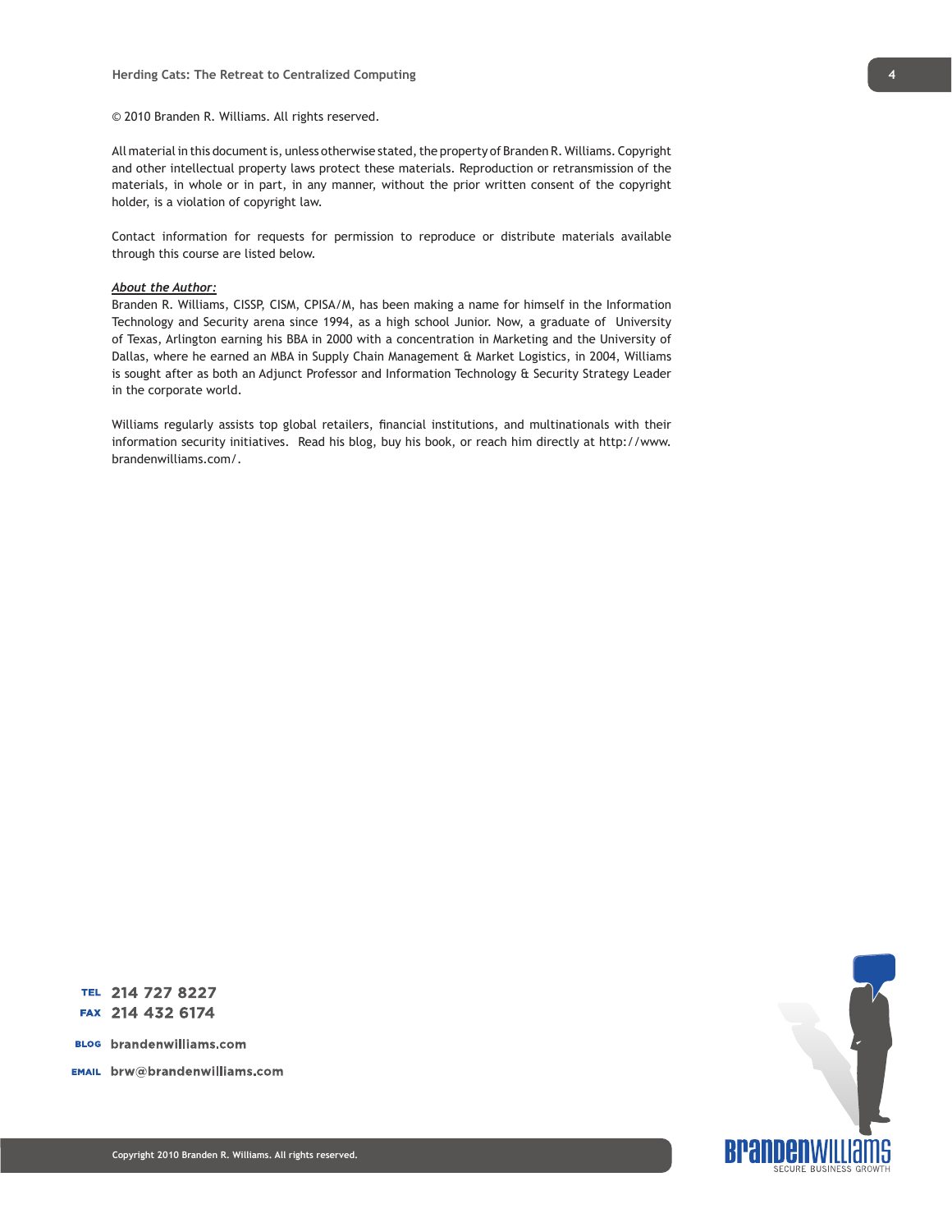© 2010 Branden R. Williams. All rights reserved.

All material in this document is, unless otherwise stated, the property of Branden R. Williams. Copyright and other intellectual property laws protect these materials. Reproduction or retransmission of the materials, in whole or in part, in any manner, without the prior written consent of the copyright holder, is a violation of copyright law.

Contact information for requests for permission to reproduce or distribute materials available through this course are listed below.

***About the Author:***

Branden R. Williams, CISSP, CISM, CPISA/M, has been making a name for himself in the Information Technology and Security arena since 1994, as a high school Junior. Now, a graduate of University of Texas, Arlington earning his BBA in 2000 with a concentration in Marketing and the University of Dallas, where he earned an MBA in Supply Chain Management & Market Logistics, in 2004, Williams is sought after as both an Adjunct Professor and Information Technology & Security Strategy Leader in the corporate world.

Williams regularly assists top global retailers, financial institutions, and multinationals with their information security initiatives. Read his blog, buy his book, or reach him directly at http://www.brandenwilliams.com/.

**TEL** 214 727 8227
**FAX** 214 432 6174

**BLOG** brandenwilliams.com

**EMAIL** brw@brandenwilliams.com

BrandenWilliams
SECURE BUSINESS GROWTH